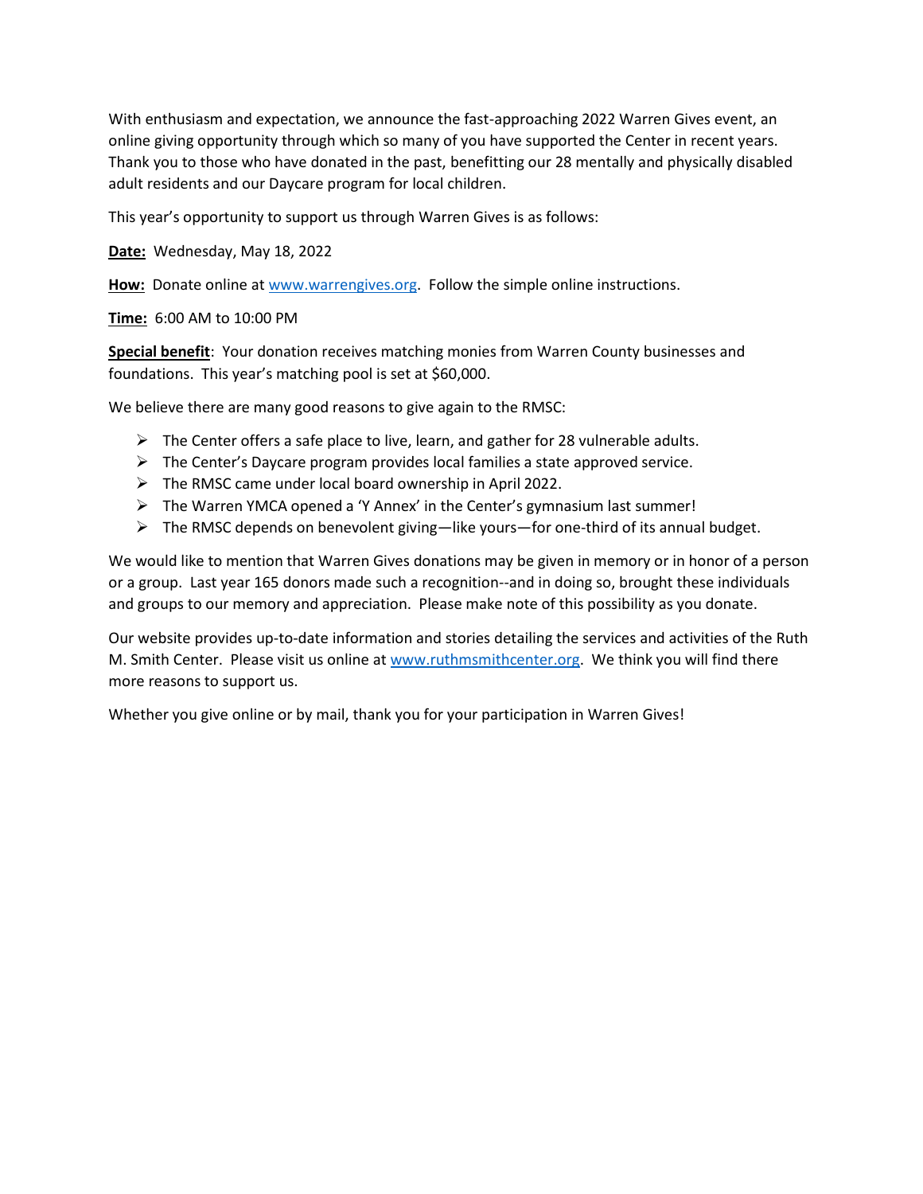With enthusiasm and expectation, we announce the fast-approaching 2022 Warren Gives event, an online giving opportunity through which so many of you have supported the Center in recent years. Thank you to those who have donated in the past, benefitting our 28 mentally and physically disabled adult residents and our Daycare program for local children.

This year's opportunity to support us through Warren Gives is as follows:

**Date:** Wednesday, May 18, 2022

**How:** Donate online at [www.warrengives.org](http://www.warrengives.org). Follow the simple online instructions.

**Time:** 6:00 AM to 10:00 PM

**Special benefit**: Your donation receives matching monies from Warren County businesses and foundations. This year's matching pool is set at $60,000.

We believe there are many good reasons to give again to the RMSC:

- The Center offers a safe place to live, learn, and gather for 28 vulnerable adults.
- The Center's Daycare program provides local families a state approved service.
- The RMSC came under local board ownership in April 2022.
- The Warren YMCA opened a 'Y Annex' in the Center's gymnasium last summer!
- The RMSC depends on benevolent giving—like yours—for one-third of its annual budget.

We would like to mention that Warren Gives donations may be given in memory or in honor of a person or a group. Last year 165 donors made such a recognition--and in doing so, brought these individuals and groups to our memory and appreciation. Please make note of this possibility as you donate.

Our website provides up-to-date information and stories detailing the services and activities of the Ruth M. Smith Center. Please visit us online at [www.ruthmsmithcenter.org](http://www.ruthmsmithcenter.org). We think you will find there more reasons to support us.

Whether you give online or by mail, thank you for your participation in Warren Gives!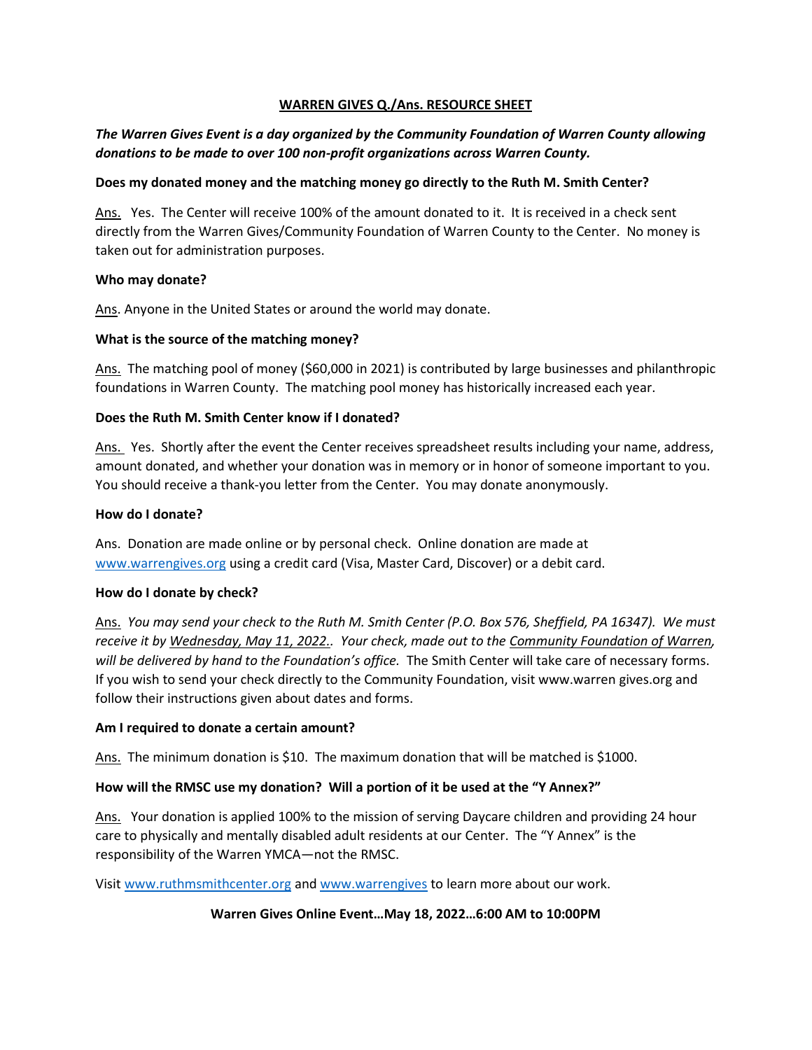# WARREN GIVES Q./Ans. RESOURCE SHEET

***The Warren Gives Event is a day organized by the Community Foundation of Warren County allowing donations to be made to over 100 non-profit organizations across Warren County.***

**Does my donated money and the matching money go directly to the Ruth M. Smith Center?**

Ans. Yes. The Center will receive 100% of the amount donated to it. It is received in a check sent directly from the Warren Gives/Community Foundation of Warren County to the Center. No money is taken out for administration purposes.

**Who may donate?**

Ans. Anyone in the United States or around the world may donate.

**What is the source of the matching money?**

Ans. The matching pool of money ($60,000 in 2021) is contributed by large businesses and philanthropic foundations in Warren County. The matching pool money has historically increased each year.

**Does the Ruth M. Smith Center know if I donated?**

Ans. Yes. Shortly after the event the Center receives spreadsheet results including your name, address, amount donated, and whether your donation was in memory or in honor of someone important to you. You should receive a thank-you letter from the Center. You may donate anonymously.

**How do I donate?**

Ans. Donation are made online or by personal check. Online donation are made at www.warrengives.org using a credit card (Visa, Master Card, Discover) or a debit card.

**How do I donate by check?**

Ans. *You may send your check to the Ruth M. Smith Center (P.O. Box 576, Sheffield, PA 16347). We must receive it by Wednesday, May 11, 2022.. Your check, made out to the Community Foundation of Warren, will be delivered by hand to the Foundation's office.* The Smith Center will take care of necessary forms. If you wish to send your check directly to the Community Foundation, visit www.warren gives.org and follow their instructions given about dates and forms.

**Am I required to donate a certain amount?**

Ans. The minimum donation is $10. The maximum donation that will be matched is $1000.

**How will the RMSC use my donation? Will a portion of it be used at the "Y Annex?"**

Ans. Your donation is applied 100% to the mission of serving Daycare children and providing 24 hour care to physically and mentally disabled adult residents at our Center. The "Y Annex" is the responsibility of the Warren YMCA—not the RMSC.

Visit www.ruthmsmithcenter.org and www.warrengives to learn more about our work.

**Warren Gives Online Event…May 18, 2022…6:00 AM to 10:00PM**